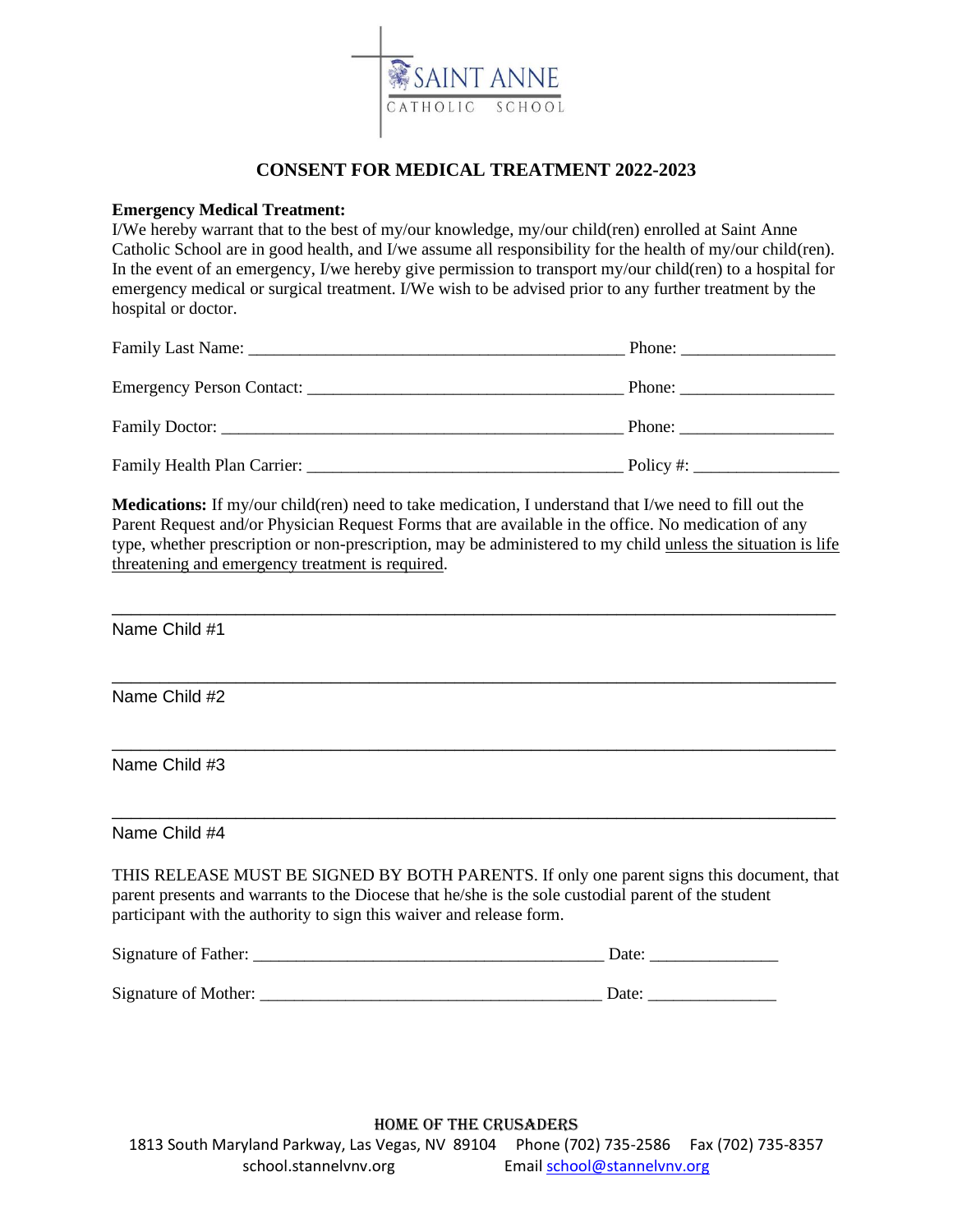SAINT ANNE
CATHOLIC SCHOOL

# CONSENT FOR MEDICAL TREATMENT 2022-2023

**Emergency Medical Treatment:**
I/We hereby warrant that to the best of my/our knowledge, my/our child(ren) enrolled at Saint Anne Catholic School are in good health, and I/we assume all responsibility for the health of my/our child(ren). In the event of an emergency, I/we hereby give permission to transport my/our child(ren) to a hospital for emergency medical or surgical treatment. I/We wish to be advised prior to any further treatment by the hospital or doctor.

Family Last Name: _____________________________________________ Phone: __________________

Emergency Person Contact: _____________________________________ Phone: __________________

Family Doctor: ________________________________________________ Phone: __________________

Family Health Plan Carrier: _____________________________________ Policy #: _________________

**Medications:** If my/our child(ren) need to take medication, I understand that I/we need to fill out the Parent Request and/or Physician Request Forms that are available in the office. No medication of any type, whether prescription or non-prescription, may be administered to my child <u>unless the situation is life threatening and emergency treatment is required</u>.

______________________________________________________________________________

Name Child #1

______________________________________________________________________________

Name Child #2

______________________________________________________________________________

Name Child #3

______________________________________________________________________________

Name Child #4

THIS RELEASE MUST BE SIGNED BY BOTH PARENTS. If only one parent signs this document, that parent presents and warrants to the Diocese that he/she is the sole custodial parent of the student participant with the authority to sign this waiver and release form.

Signature of Father: ________________________________________ Date: _______________

Signature of Mother: ________________________________________ Date: _______________

HOME OF THE CRUSADERS
1813 South Maryland Parkway, Las Vegas, NV 89104 Phone (702) 735-2586 Fax (702) 735-8357
school.stannelvnv.org Email school@stannelvnv.org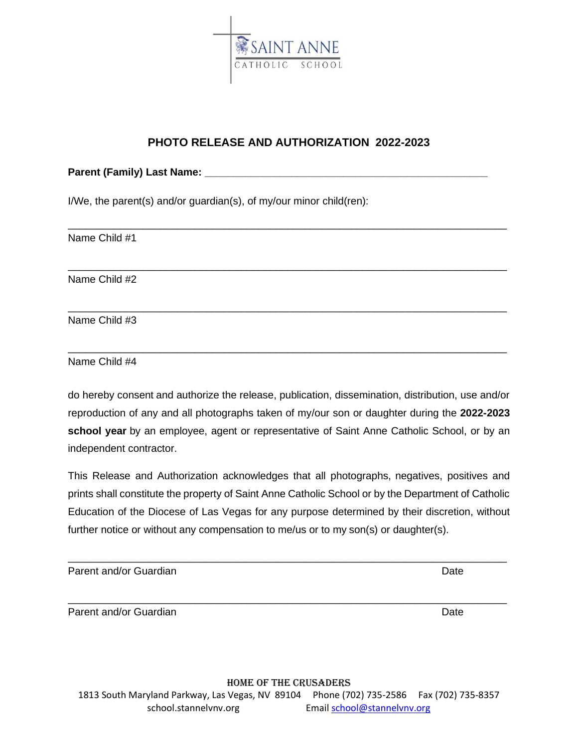SAINT ANNE

CATHOLIC SCHOOL

## PHOTO RELEASE AND AUTHORIZATION 2022-2023

**Parent (Family) Last Name:** ______________________________________________

I/We, the parent(s) and/or guardian(s), of my/our minor child(ren):

______________________________________________________________________

Name Child #1

______________________________________________________________________

Name Child #2

______________________________________________________________________

Name Child #3

______________________________________________________________________

Name Child #4

do hereby consent and authorize the release, publication, dissemination, distribution, use and/or reproduction of any and all photographs taken of my/our son or daughter during the **2022-2023 school year** by an employee, agent or representative of Saint Anne Catholic School, or by an independent contractor.

This Release and Authorization acknowledges that all photographs, negatives, positives and prints shall constitute the property of Saint Anne Catholic School or by the Department of Catholic Education of the Diocese of Las Vegas for any purpose determined by their discretion, without further notice or without any compensation to me/us or to my son(s) or daughter(s).

______________________________________________________________________

Parent and/or Guardian Date

______________________________________________________________________

Parent and/or Guardian Date

HOME OF THE CRUSADERS

1813 South Maryland Parkway, Las Vegas, NV 89104 Phone (702) 735-2586 Fax (702) 735-8357

school.stannelvnv.org Email school@stannelvnv.org